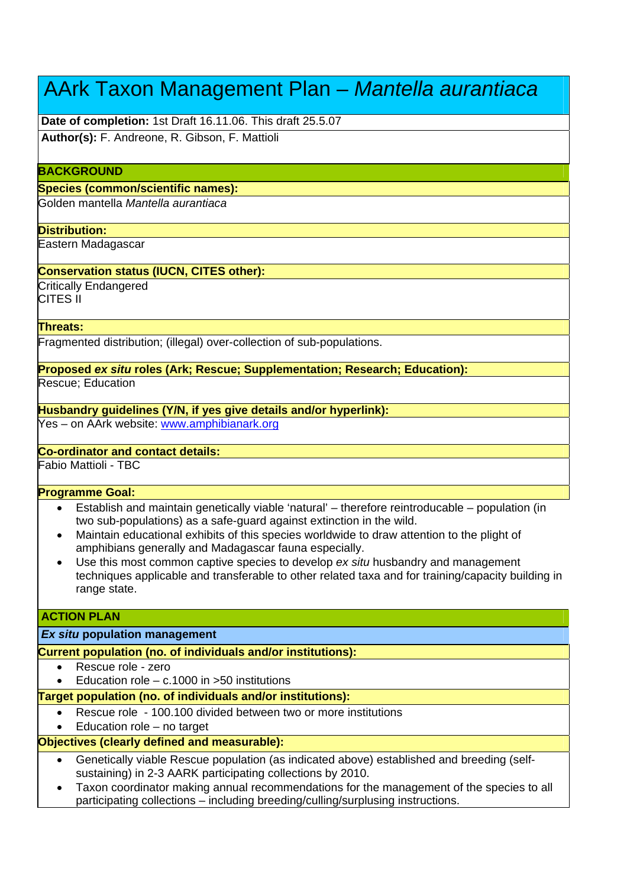# AArk Taxon Management Plan – *Mantella aurantiaca*

**Date of completion:** 1st Draft 16.11.06. This draft 25.5.07

**Author(s):** F. Andreone, R. Gibson, F. Mattioli

## BACKGROUND

**Species (common/scientific names):**

Golden mantella *Mantella aurantiaca*

**Distribution:**

Eastern Madagascar

**Conservation status (IUCN, CITES other):**

Critically Endangered
CITES II

**Threats:**

Fragmented distribution; (illegal) over-collection of sub-populations.

**Proposed *ex situ* roles (Ark; Rescue; Supplementation; Research; Education):**

Rescue; Education

**Husbandry guidelines (Y/N, if yes give details and/or hyperlink):**

Yes – on AArk website: [www.amphibianark.org](http://www.amphibianark.org)

**Co-ordinator and contact details:**

Fabio Mattioli - TBC

**Programme Goal:**

- Establish and maintain genetically viable 'natural' – therefore reintroducable – population (in two sub-populations) as a safe-guard against extinction in the wild.
- Maintain educational exhibits of this species worldwide to draw attention to the plight of amphibians generally and Madagascar fauna especially.
- Use this most common captive species to develop *ex situ* husbandry and management techniques applicable and transferable to other related taxa and for training/capacity building in range state.

## ACTION PLAN

### *Ex situ* population management

**Current population (no. of individuals and/or institutions):**

- Rescue role - zero
- Education role – c.1000 in >50 institutions

**Target population (no. of individuals and/or institutions):**

- Rescue role - 100.100 divided between two or more institutions
- Education role – no target

**Objectives (clearly defined and measurable):**

- Genetically viable Rescue population (as indicated above) established and breeding (self-sustaining) in 2-3 AARK participating collections by 2010.
- Taxon coordinator making annual recommendations for the management of the species to all participating collections – including breeding/culling/surplusing instructions.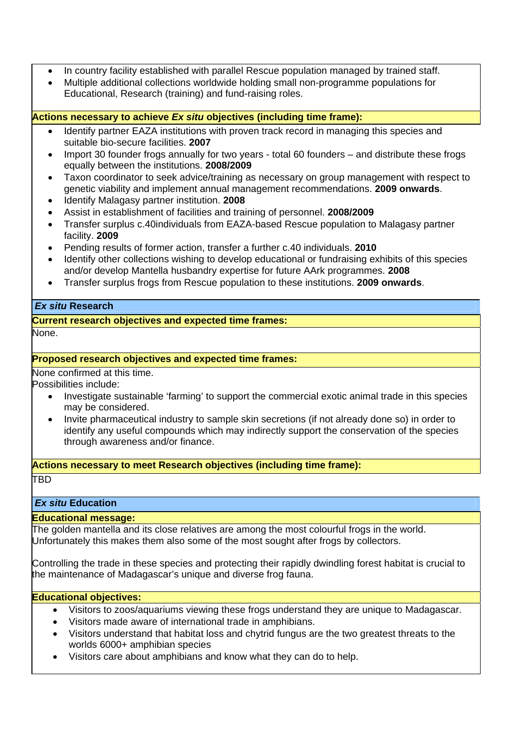- In country facility established with parallel Rescue population managed by trained staff.
- Multiple additional collections worldwide holding small non-programme populations for Educational, Research (training) and fund-raising roles.

**Actions necessary to achieve *Ex situ* objectives (including time frame):**

- Identify partner EAZA institutions with proven track record in managing this species and suitable bio-secure facilities. **2007**
- Import 30 founder frogs annually for two years - total 60 founders – and distribute these frogs equally between the institutions. **2008/2009**
- Taxon coordinator to seek advice/training as necessary on group management with respect to genetic viability and implement annual management recommendations. **2009 onwards**.
- Identify Malagasy partner institution. **2008**
- Assist in establishment of facilities and training of personnel. **2008/2009**
- Transfer surplus c.40individuals from EAZA-based Rescue population to Malagasy partner facility. **2009**
- Pending results of former action, transfer a further c.40 individuals. **2010**
- Identify other collections wishing to develop educational or fundraising exhibits of this species and/or develop Mantella husbandry expertise for future AArk programmes. **2008**
- Transfer surplus frogs from Rescue population to these institutions. **2009 onwards**.

## *Ex situ* Research

**Current research objectives and expected time frames:**

None.

**Proposed research objectives and expected time frames:**

None confirmed at this time.
Possibilities include:

- Investigate sustainable 'farming' to support the commercial exotic animal trade in this species may be considered.
- Invite pharmaceutical industry to sample skin secretions (if not already done so) in order to identify any useful compounds which may indirectly support the conservation of the species through awareness and/or finance.

**Actions necessary to meet Research objectives (including time frame):**

TBD

## *Ex situ* Education

**Educational message:**

The golden mantella and its close relatives are among the most colourful frogs in the world. Unfortunately this makes them also some of the most sought after frogs by collectors.

Controlling the trade in these species and protecting their rapidly dwindling forest habitat is crucial to the maintenance of Madagascar's unique and diverse frog fauna.

**Educational objectives:**

- Visitors to zoos/aquariums viewing these frogs understand they are unique to Madagascar.
- Visitors made aware of international trade in amphibians.
- Visitors understand that habitat loss and chytrid fungus are the two greatest threats to the worlds 6000+ amphibian species
- Visitors care about amphibians and know what they can do to help.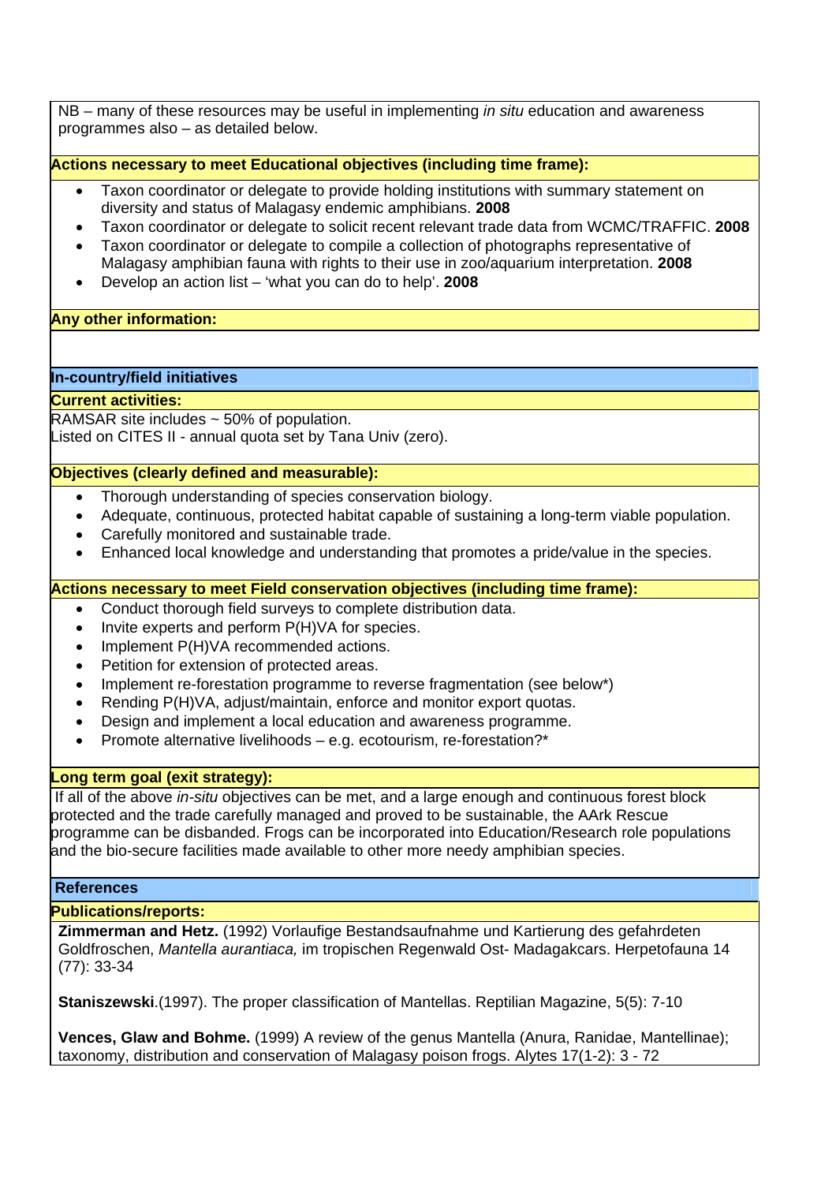NB – many of these resources may be useful in implementing *in situ* education and awareness programmes also – as detailed below.

**Actions necessary to meet Educational objectives (including time frame):**

- Taxon coordinator or delegate to provide holding institutions with summary statement on diversity and status of Malagasy endemic amphibians. **2008**
- Taxon coordinator or delegate to solicit recent relevant trade data from WCMC/TRAFFIC. **2008**
- Taxon coordinator or delegate to compile a collection of photographs representative of Malagasy amphibian fauna with rights to their use in zoo/aquarium interpretation. **2008**
- Develop an action list – 'what you can do to help'. **2008**

**Any other information:**

## In-country/field initiatives

**Current activities:**

RAMSAR site includes ~ 50% of population.
Listed on CITES II - annual quota set by Tana Univ (zero).

**Objectives (clearly defined and measurable):**

- Thorough understanding of species conservation biology.
- Adequate, continuous, protected habitat capable of sustaining a long-term viable population.
- Carefully monitored and sustainable trade.
- Enhanced local knowledge and understanding that promotes a pride/value in the species.

**Actions necessary to meet Field conservation objectives (including time frame):**

- Conduct thorough field surveys to complete distribution data.
- Invite experts and perform P(H)VA for species.
- Implement P(H)VA recommended actions.
- Petition for extension of protected areas.
- Implement re-forestation programme to reverse fragmentation (see below*)
- Rending P(H)VA, adjust/maintain, enforce and monitor export quotas.
- Design and implement a local education and awareness programme.
- Promote alternative livelihoods – e.g. ecotourism, re-forestation?*

**Long term goal (exit strategy):**

If all of the above *in-situ* objectives can be met, and a large enough and continuous forest block protected and the trade carefully managed and proved to be sustainable, the AArk Rescue programme can be disbanded. Frogs can be incorporated into Education/Research role populations and the bio-secure facilities made available to other more needy amphibian species.

## References

**Publications/reports:**

**Zimmerman and Hetz.** (1992) Vorlaufige Bestandsaufnahme und Kartierung des gefahrdeten Goldfroschen, *Mantella aurantiaca,* im tropischen Regenwald Ost- Madagakcars. Herpetofauna 14 (77): 33-34

**Staniszewski**.(1997). The proper classification of Mantellas. Reptilian Magazine, 5(5): 7-10

**Vences, Glaw and Bohme.** (1999) A review of the genus Mantella (Anura, Ranidae, Mantellinae); taxonomy, distribution and conservation of Malagasy poison frogs. Alytes 17(1-2): 3 - 72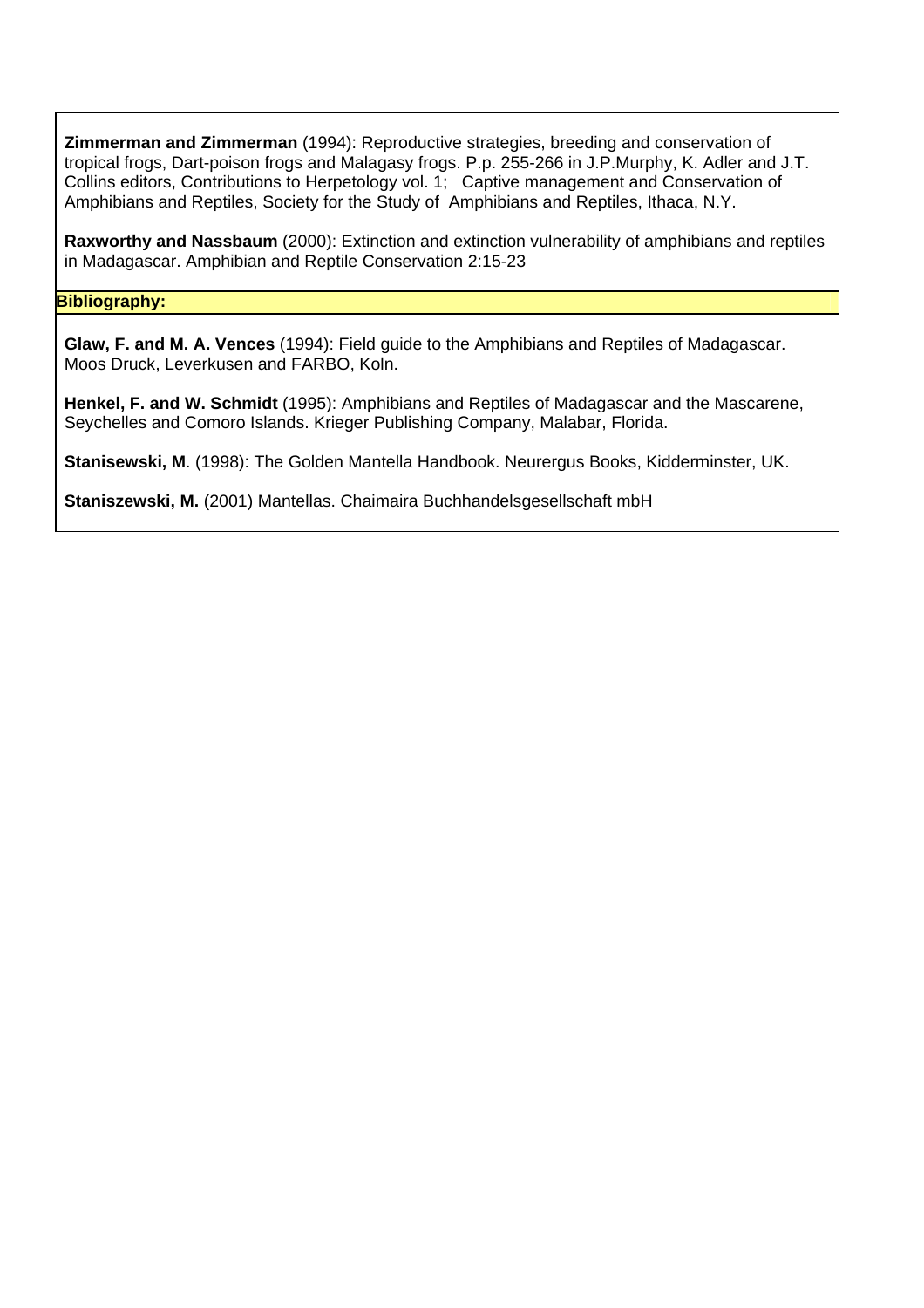**Zimmerman and Zimmerman** (1994): Reproductive strategies, breeding and conservation of tropical frogs, Dart-poison frogs and Malagasy frogs. P.p. 255-266 in J.P.Murphy, K. Adler and J.T. Collins editors, Contributions to Herpetology vol. 1; Captive management and Conservation of Amphibians and Reptiles, Society for the Study of Amphibians and Reptiles, Ithaca, N.Y.

**Raxworthy and Nassbaum** (2000): Extinction and extinction vulnerability of amphibians and reptiles in Madagascar. Amphibian and Reptile Conservation 2:15-23

**Bibliography:**

**Glaw, F. and M. A. Vences** (1994): Field guide to the Amphibians and Reptiles of Madagascar. Moos Druck, Leverkusen and FARBO, Koln.

**Henkel, F. and W. Schmidt** (1995): Amphibians and Reptiles of Madagascar and the Mascarene, Seychelles and Comoro Islands. Krieger Publishing Company, Malabar, Florida.

**Stanisewski, M**. (1998): The Golden Mantella Handbook. Neurergus Books, Kidderminster, UK.

**Staniszewski, M.** (2001) Mantellas. Chaimaira Buchhandelsgesellschaft mbH